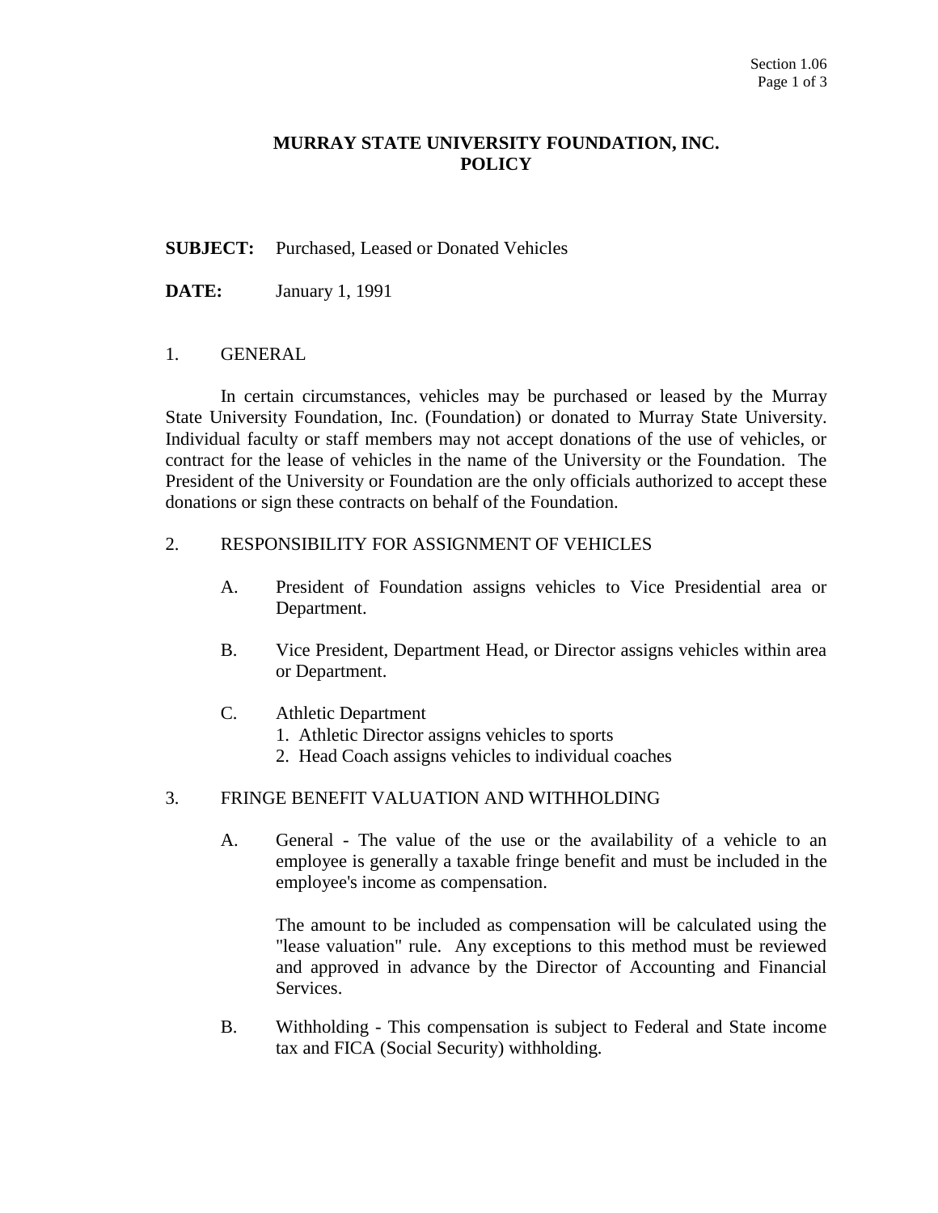# MURRAY STATE UNIVERSITY FOUNDATION, INC.
# POLICY

**SUBJECT:** Purchased, Leased or Donated Vehicles

**DATE:** January 1, 1991

## 1. GENERAL

In certain circumstances, vehicles may be purchased or leased by the Murray State University Foundation, Inc. (Foundation) or donated to Murray State University. Individual faculty or staff members may not accept donations of the use of vehicles, or contract for the lease of vehicles in the name of the University or the Foundation. The President of the University or Foundation are the only officials authorized to accept these donations or sign these contracts on behalf of the Foundation.

## 2. RESPONSIBILITY FOR ASSIGNMENT OF VEHICLES

A. President of Foundation assigns vehicles to Vice Presidential area or Department.

B. Vice President, Department Head, or Director assigns vehicles within area or Department.

C. Athletic Department
   1. Athletic Director assigns vehicles to sports
   2. Head Coach assigns vehicles to individual coaches

## 3. FRINGE BENEFIT VALUATION AND WITHHOLDING

A. General - The value of the use or the availability of a vehicle to an employee is generally a taxable fringe benefit and must be included in the employee's income as compensation.

   The amount to be included as compensation will be calculated using the "lease valuation" rule. Any exceptions to this method must be reviewed and approved in advance by the Director of Accounting and Financial Services.

B. Withholding - This compensation is subject to Federal and State income tax and FICA (Social Security) withholding.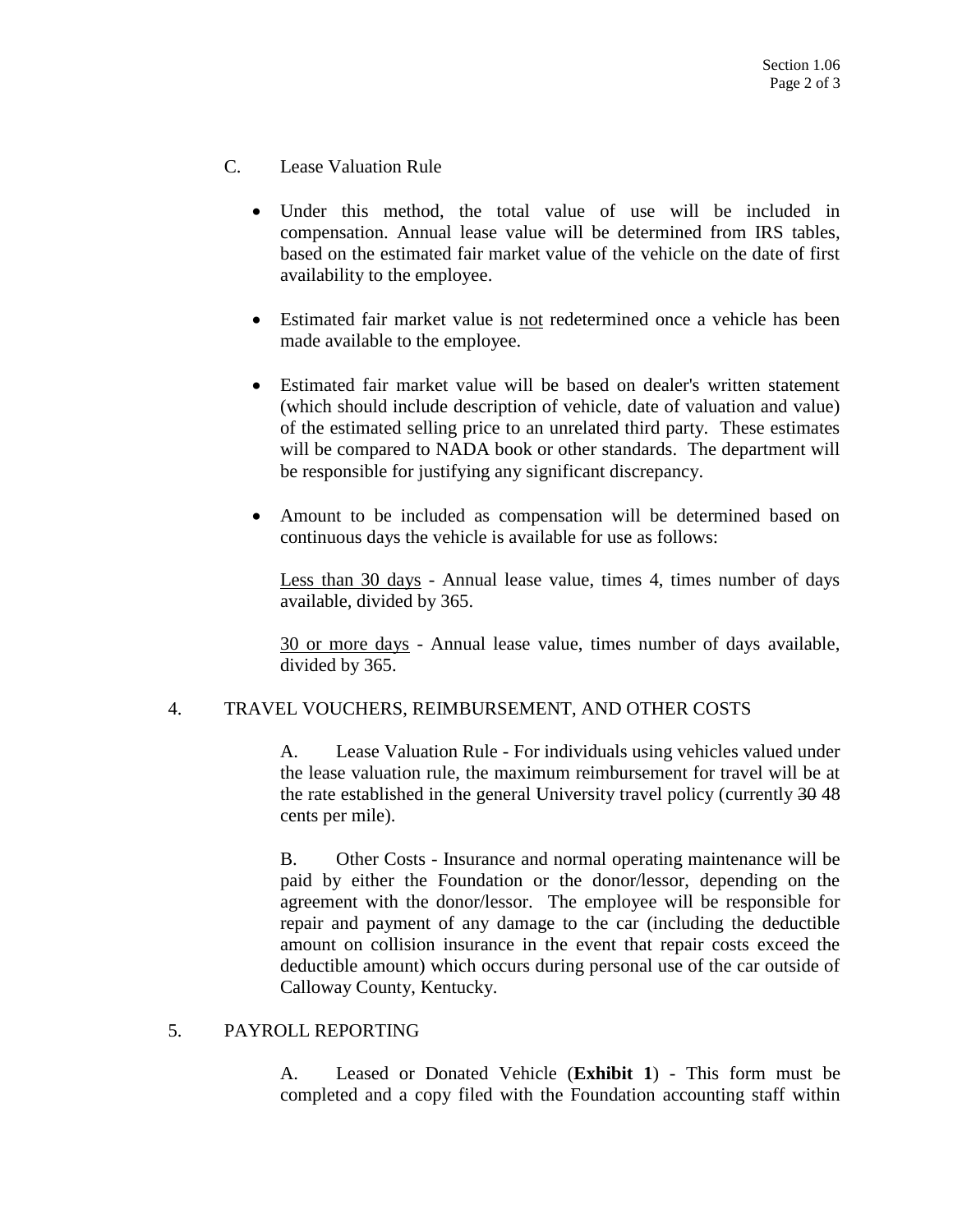C. Lease Valuation Rule

- Under this method, the total value of use will be included in compensation. Annual lease value will be determined from IRS tables, based on the estimated fair market value of the vehicle on the date of first availability to the employee.

- Estimated fair market value is <u>not</u> redetermined once a vehicle has been made available to the employee.

- Estimated fair market value will be based on dealer's written statement (which should include description of vehicle, date of valuation and value) of the estimated selling price to an unrelated third party. These estimates will be compared to NADA book or other standards. The department will be responsible for justifying any significant discrepancy.

- Amount to be included as compensation will be determined based on continuous days the vehicle is available for use as follows:

  <u>Less than 30 days</u> - Annual lease value, times 4, times number of days available, divided by 365.

  <u>30 or more days</u> - Annual lease value, times number of days available, divided by 365.

4. TRAVEL VOUCHERS, REIMBURSEMENT, AND OTHER COSTS

A. Lease Valuation Rule - For individuals using vehicles valued under the lease valuation rule, the maximum reimbursement for travel will be at the rate established in the general University travel policy (currently ~~30~~ 48 cents per mile).

B. Other Costs - Insurance and normal operating maintenance will be paid by either the Foundation or the donor/lessor, depending on the agreement with the donor/lessor. The employee will be responsible for repair and payment of any damage to the car (including the deductible amount on collision insurance in the event that repair costs exceed the deductible amount) which occurs during personal use of the car outside of Calloway County, Kentucky.

5. PAYROLL REPORTING

A. Leased or Donated Vehicle (**Exhibit 1**) - This form must be completed and a copy filed with the Foundation accounting staff within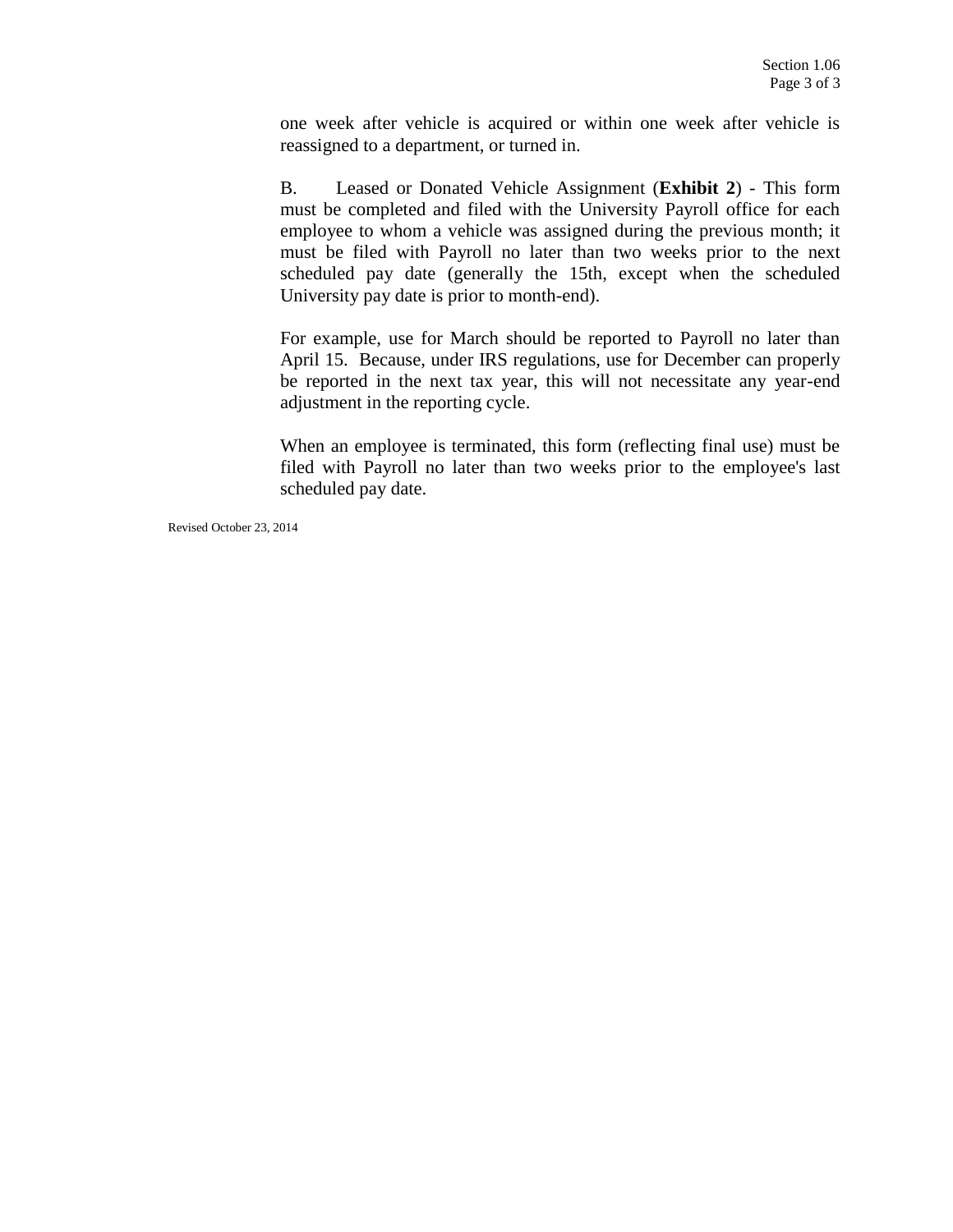one week after vehicle is acquired or within one week after vehicle is reassigned to a department, or turned in.

B. Leased or Donated Vehicle Assignment (**Exhibit 2**) - This form must be completed and filed with the University Payroll office for each employee to whom a vehicle was assigned during the previous month; it must be filed with Payroll no later than two weeks prior to the next scheduled pay date (generally the 15th, except when the scheduled University pay date is prior to month-end).

For example, use for March should be reported to Payroll no later than April 15. Because, under IRS regulations, use for December can properly be reported in the next tax year, this will not necessitate any year-end adjustment in the reporting cycle.

When an employee is terminated, this form (reflecting final use) must be filed with Payroll no later than two weeks prior to the employee's last scheduled pay date.

Revised October 23, 2014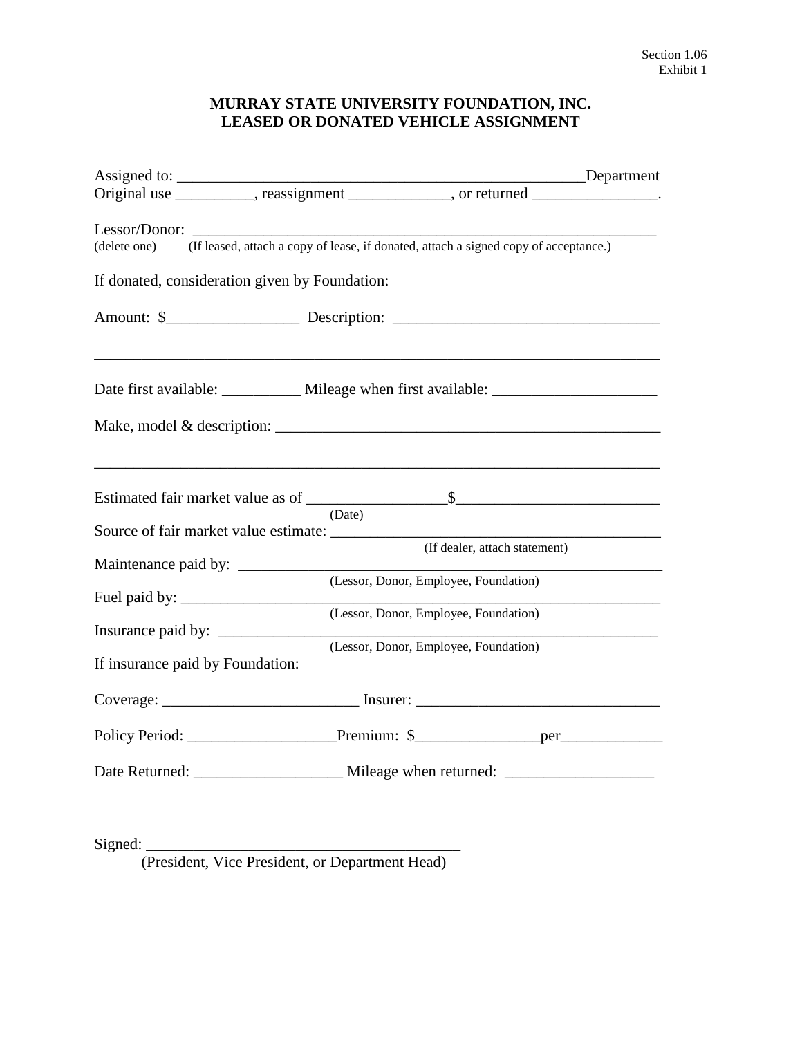Section 1.06
Exhibit 1

**MURRAY STATE UNIVERSITY FOUNDATION, INC.**
**LEASED OR DONATED VEHICLE ASSIGNMENT**

Assigned to: ____________________________________________________Department
Original use __________, reassignment _____________, or returned ________________.

Lessor/Donor: ____________________________________________________________
(delete one) (If leased, attach a copy of lease, if donated, attach a signed copy of acceptance.)

If donated, consideration given by Foundation:

Amount: $_________________ Description: __________________________________

__________________________________________________________________________

Date first available: __________ Mileage when first available: _____________________

Make, model & description: __________________________________________________

__________________________________________________________________________

Estimated fair market value as of _________________$__________________________
(Date)

Source of fair market value estimate: ___________________________________________
(If dealer, attach statement)

Maintenance paid by: ______________________________________________________
(Lessor, Donor, Employee, Foundation)

Fuel paid by: ____________________________________________________________
(Lessor, Donor, Employee, Foundation)

Insurance paid by: ________________________________________________________
(Lessor, Donor, Employee, Foundation)

If insurance paid by Foundation:

Coverage: _________________________ Insurer: _______________________________

Policy Period: ___________________Premium: $_______________per_____________

Date Returned: ___________________ Mileage when returned: ___________________

Signed: _______________________________________
(President, Vice President, or Department Head)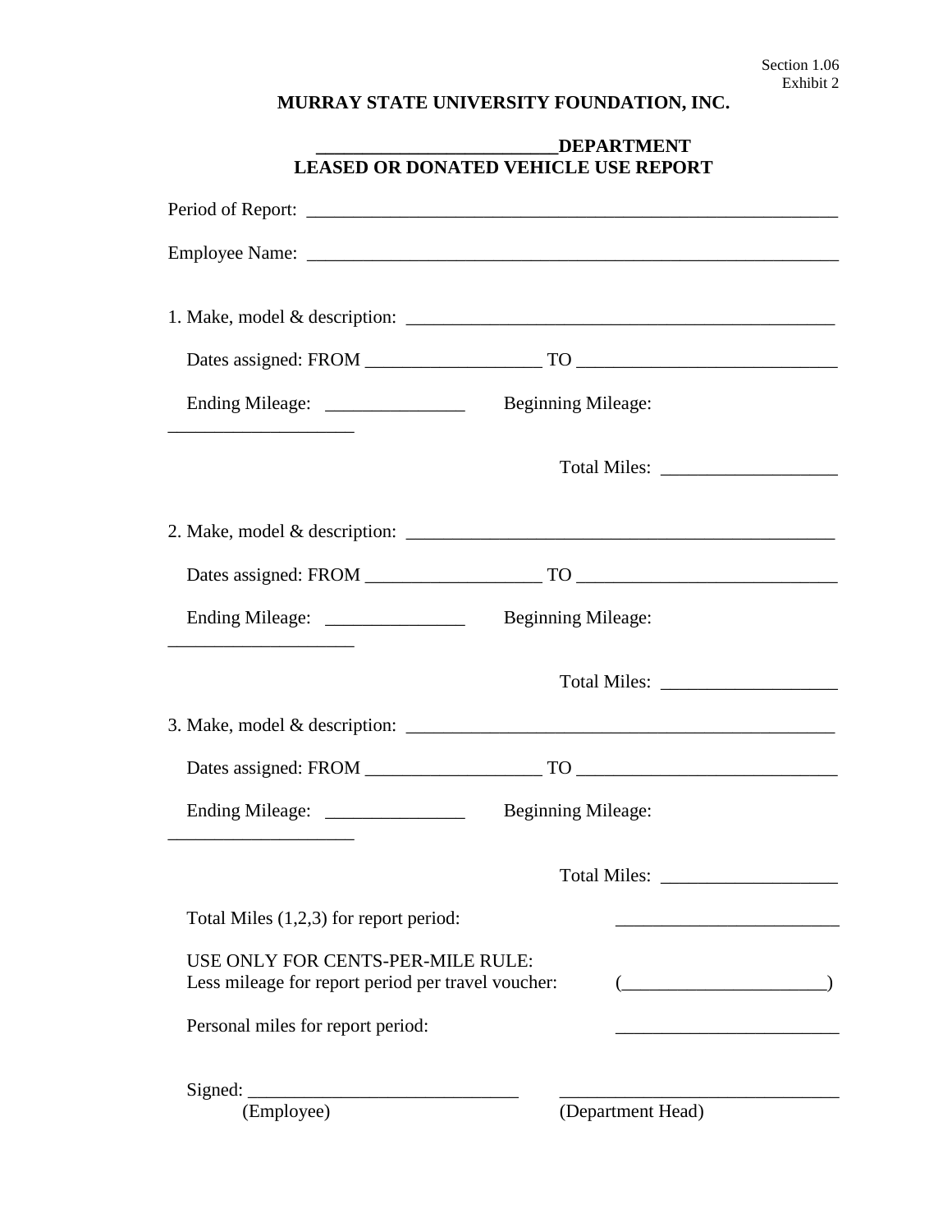Section 1.06
Exhibit 2

**MURRAY STATE UNIVERSITY FOUNDATION, INC.**

**__________________________DEPARTMENT**
**LEASED OR DONATED VEHICLE USE REPORT**

Period of Report: ___________________________________________________________

Employee Name: ___________________________________________________________

1. Make, model & description: _______________________________________________

   Dates assigned: FROM ___________________ TO ____________________________

   Ending Mileage: _______________ Beginning Mileage: ____________________

   Total Miles: ___________________

2. Make, model & description: _______________________________________________

   Dates assigned: FROM ___________________ TO ____________________________

   Ending Mileage: _______________ Beginning Mileage: ____________________

   Total Miles: ___________________

3. Make, model & description: _______________________________________________

   Dates assigned: FROM ___________________ TO ____________________________

   Ending Mileage: _______________ Beginning Mileage: ____________________

   Total Miles: ___________________

Total Miles (1,2,3) for report period: ________________________

USE ONLY FOR CENTS-PER-MILE RULE:
Less mileage for report period per travel voucher: (______________________)

Personal miles for report period: ________________________

Signed: _____________________________ ______________________________
(Employee) (Department Head)